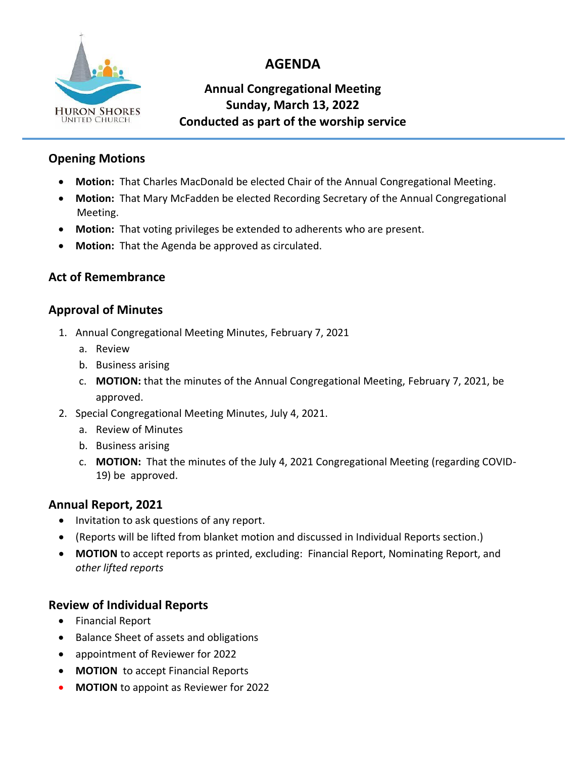HURON SHORES
UNITED CHURCH

# AGENDA

**Annual Congregational Meeting**
**Sunday, March 13, 2022**
**Conducted as part of the worship service**

## Opening Motions

- **Motion:** That Charles MacDonald be elected Chair of the Annual Congregational Meeting.
- **Motion:** That Mary McFadden be elected Recording Secretary of the Annual Congregational Meeting.
- **Motion:** That voting privileges be extended to adherents who are present.
- **Motion:** That the Agenda be approved as circulated.

## Act of Remembrance

## Approval of Minutes

1. Annual Congregational Meeting Minutes, February 7, 2021
   a. Review
   b. Business arising
   c. **MOTION:** that the minutes of the Annual Congregational Meeting, February 7, 2021, be approved.
2. Special Congregational Meeting Minutes, July 4, 2021.
   a. Review of Minutes
   b. Business arising
   c. **MOTION:** That the minutes of the July 4, 2021 Congregational Meeting (regarding COVID-19) be approved.

## Annual Report, 2021

- Invitation to ask questions of any report.
- (Reports will be lifted from blanket motion and discussed in Individual Reports section.)
- **MOTION** to accept reports as printed, excluding: Financial Report, Nominating Report, and *other lifted reports*

## Review of Individual Reports

- Financial Report
- Balance Sheet of assets and obligations
- appointment of Reviewer for 2022
- **MOTION** to accept Financial Reports
- **MOTION** to appoint as Reviewer for 2022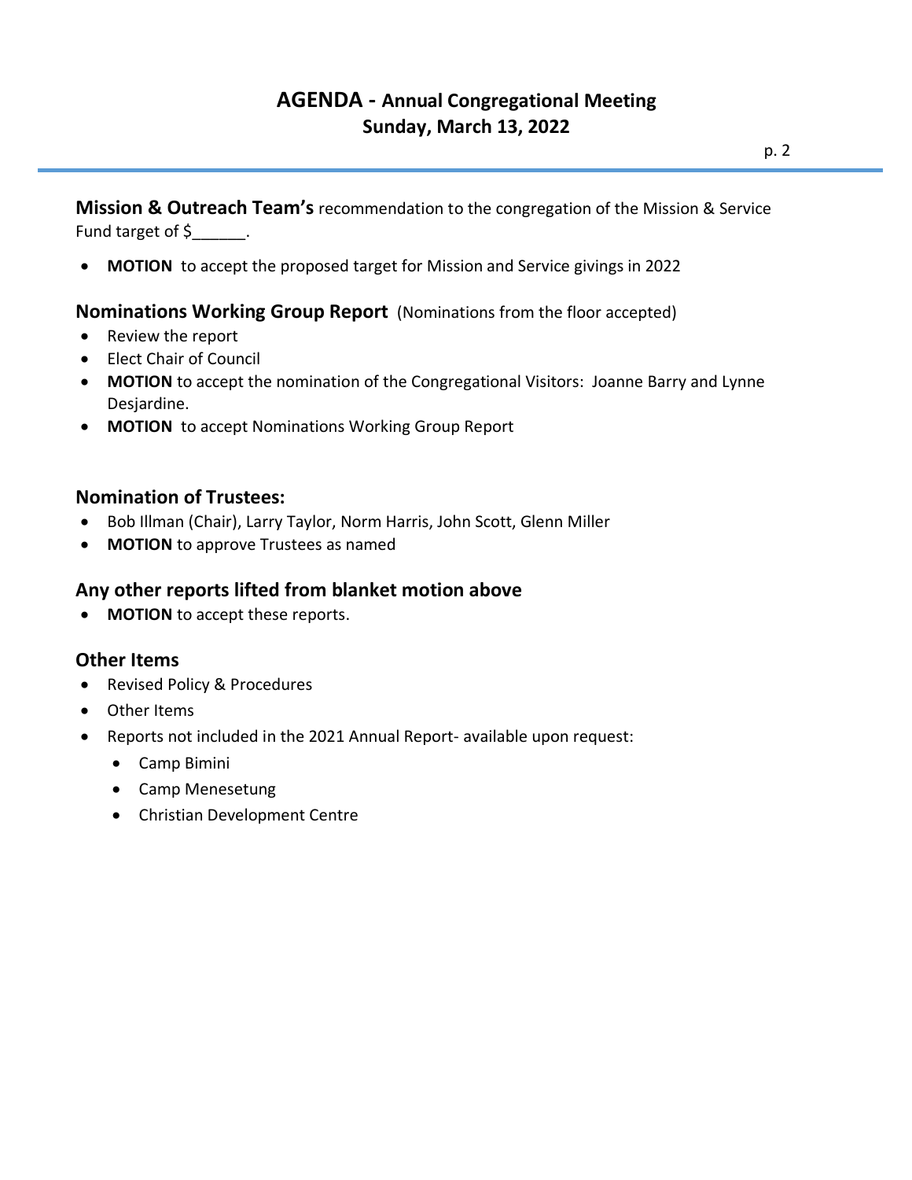**Mission & Outreach Team's** recommendation to the congregation of the Mission & Service Fund target of $______.

- **MOTION** to accept the proposed target for Mission and Service givings in 2022

## Nominations Working Group Report (Nominations from the floor accepted)

- Review the report
- Elect Chair of Council
- **MOTION** to accept the nomination of the Congregational Visitors: Joanne Barry and Lynne Desjardine.
- **MOTION** to accept Nominations Working Group Report

## Nomination of Trustees:

- Bob Illman (Chair), Larry Taylor, Norm Harris, John Scott, Glenn Miller
- **MOTION** to approve Trustees as named

## Any other reports lifted from blanket motion above

- **MOTION** to accept these reports.

## Other Items

- Revised Policy & Procedures
- Other Items
- Reports not included in the 2021 Annual Report- available upon request:
    - Camp Bimini
    - Camp Menesetung
    - Christian Development Centre